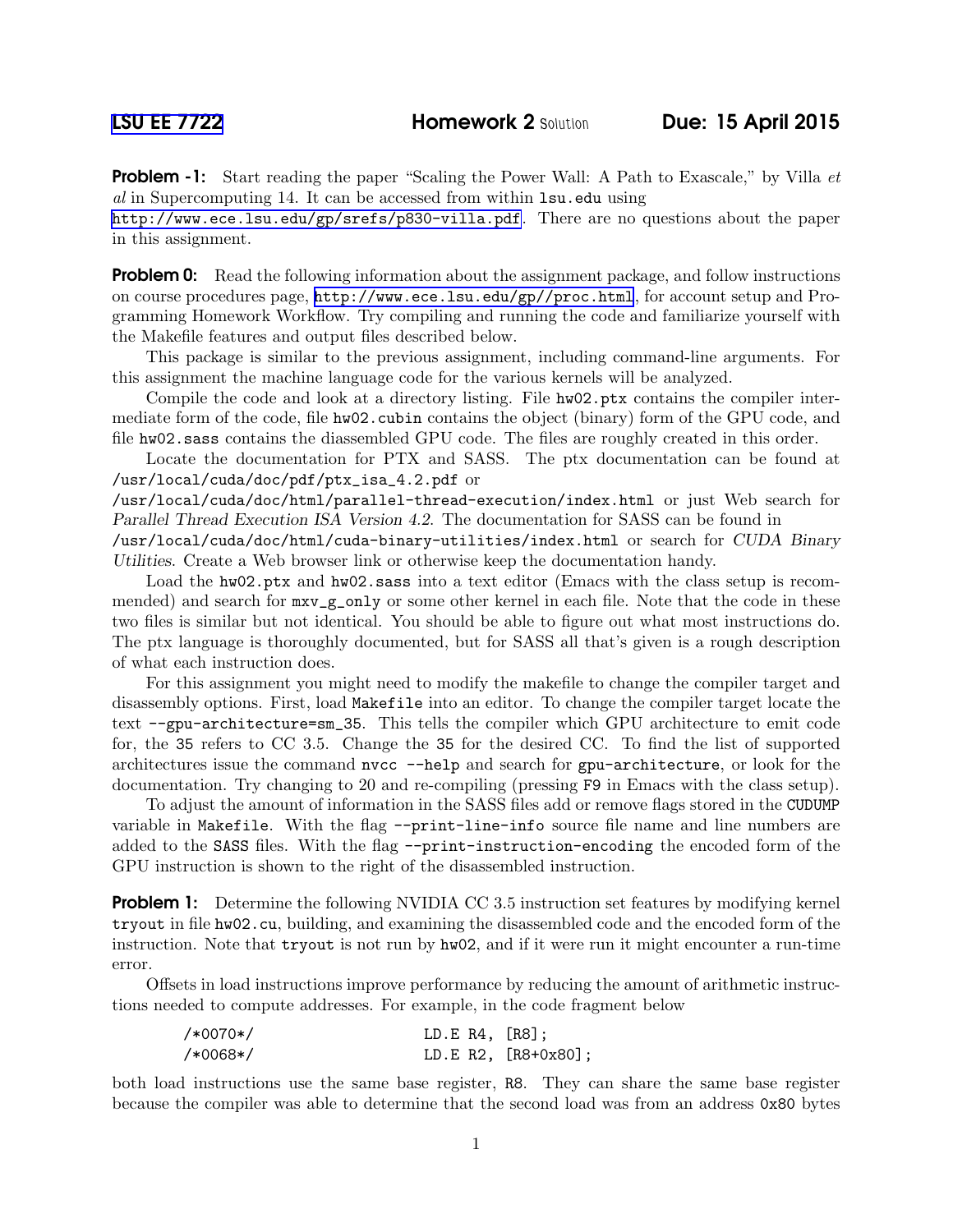**LSU EE 7722** **Homework 2** Solution **Due: 15 April 2015**

**Problem -1:** Start reading the paper "Scaling the Power Wall: A Path to Exascale," by Villa *et al* in Supercomputing 14. It can be accessed from within `lsu.edu` using `http://www.ece.lsu.edu/gp/srefs/p830-villa.pdf`. There are no questions about the paper in this assignment.

**Problem 0:** Read the following information about the assignment package, and follow instructions on course procedures page, `http://www.ece.lsu.edu/gp//proc.html`, for account setup and Programming Homework Workflow. Try compiling and running the code and familiarize yourself with the Makefile features and output files described below.

This package is similar to the previous assignment, including command-line arguments. For this assignment the machine language code for the various kernels will be analyzed.

Compile the code and look at a directory listing. File `hw02.ptx` contains the compiler intermediate form of the code, file `hw02.cubin` contains the object (binary) form of the GPU code, and file `hw02.sass` contains the diassembled GPU code. The files are roughly created in this order.

Locate the documentation for PTX and SASS. The ptx documentation can be found at `/usr/local/cuda/doc/pdf/ptx_isa_4.2.pdf` or `/usr/local/cuda/doc/html/parallel-thread-execution/index.html` or just Web search for *Parallel Thread Execution ISA Version 4.2*. The documentation for SASS can be found in `/usr/local/cuda/doc/html/cuda-binary-utilities/index.html` or search for *CUDA Binary Utilities*. Create a Web browser link or otherwise keep the documentation handy.

Load the `hw02.ptx` and `hw02.sass` into a text editor (Emacs with the class setup is recommended) and search for `mxv_g_only` or some other kernel in each file. Note that the code in these two files is similar but not identical. You should be able to figure out what most instructions do. The ptx language is thoroughly documented, but for SASS all that's given is a rough description of what each instruction does.

For this assignment you might need to modify the makefile to change the compiler target and disassembly options. First, load `Makefile` into an editor. To change the compiler target locate the text `--gpu-architecture=sm_35`. This tells the compiler which GPU architecture to emit code for, the `35` refers to CC 3.5. Change the `35` for the desired CC. To find the list of supported architectures issue the command `nvcc --help` and search for `gpu-architecture`, or look for the documentation. Try changing to 20 and re-compiling (pressing `F9` in Emacs with the class setup).

To adjust the amount of information in the SASS files add or remove flags stored in the `CUDUMP` variable in `Makefile`. With the flag `--print-line-info` source file name and line numbers are added to the `SASS` files. With the flag `--print-instruction-encoding` the encoded form of the GPU instruction is shown to the right of the disassembled instruction.

**Problem 1:** Determine the following NVIDIA CC 3.5 instruction set features by modifying kernel `tryout` in file `hw02.cu`, building, and examining the disassembled code and the encoded form of the instruction. Note that `tryout` is not run by `hw02`, and if it were run it might encounter a run-time error.

Offsets in load instructions improve performance by reducing the amount of arithmetic instructions needed to compute addresses. For example, in the code fragment below

```
/*0070*/                  LD.E R4, [R8];
/*0068*/                  LD.E R2, [R8+0x80];
```

both load instructions use the same base register, `R8`. They can share the same base register because the compiler was able to determine that the second load was from an address `0x80` bytes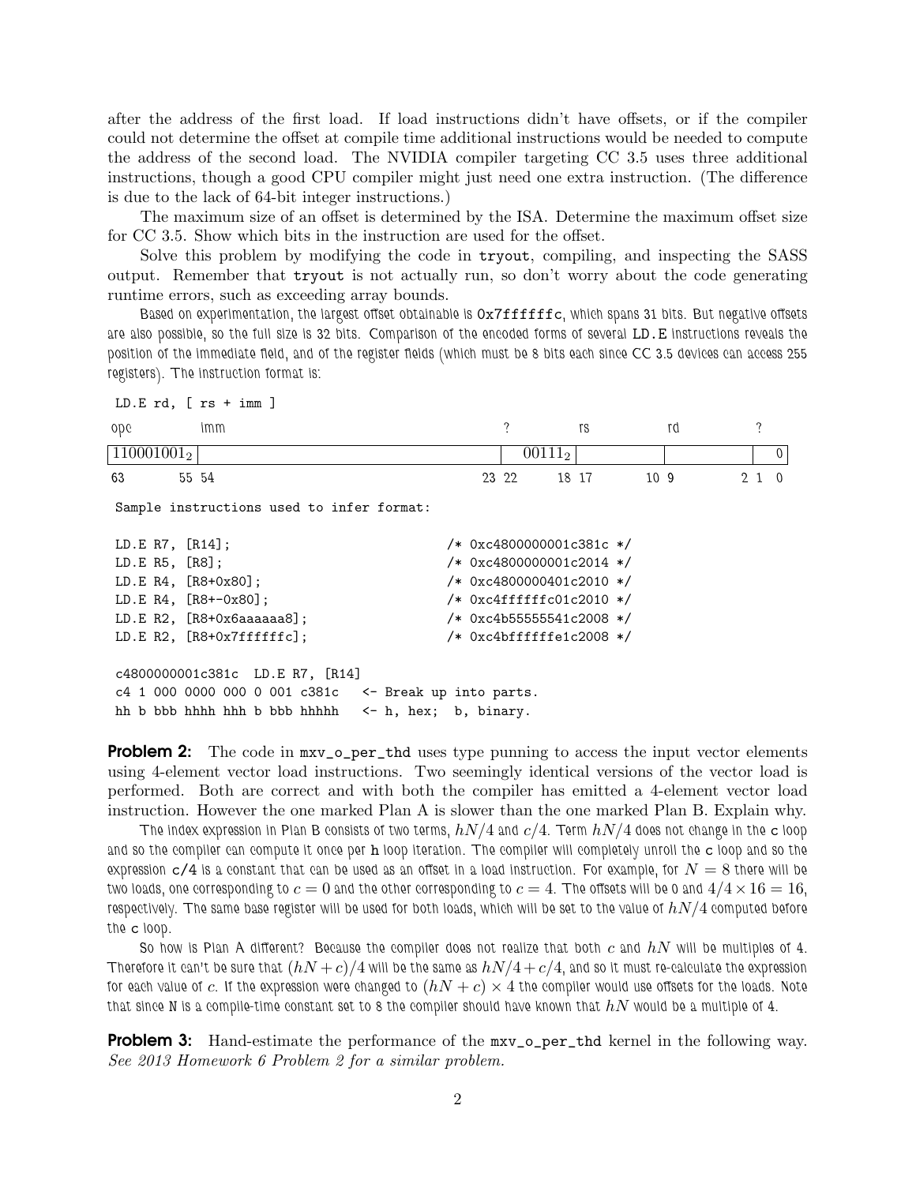after the address of the first load. If load instructions didn't have offsets, or if the compiler could not determine the offset at compile time additional instructions would be needed to compute the address of the second load. The NVIDIA compiler targeting CC 3.5 uses three additional instructions, though a good CPU compiler might just need one extra instruction. (The difference is due to the lack of 64-bit integer instructions.)

The maximum size of an offset is determined by the ISA. Determine the maximum offset size for CC 3.5. Show which bits in the instruction are used for the offset.

Solve this problem by modifying the code in `tryout`, compiling, and inspecting the SASS output. Remember that `tryout` is not actually run, so don't worry about the code generating runtime errors, such as exceeding array bounds.

*Based on experimentation, the largest offset obtainable is `0x7ffffffc`, which spans 31 bits. But negative offsets are also possible, so the full size is 32 bits. Comparison of the encoded forms of several `LD.E` instructions reveals the position of the immediate field, and of the register fields (which must be 8 bits each since CC 3.5 devices can access 255 registers). The instruction format is:*

```
LD.E rd, [ rs + imm ]
```

| opc | imm | ? | rs | rd | ? |
|---|---|---|---|---|---|
| $110001001_2$ | | $00111_2$ | | | 0 |
| 63 55 | 54 23 | 22 18 | 17 10 | 9 2 | 1 0 |

```
Sample instructions used to infer format:

LD.E R7, [R14];                     /* 0xc4800000001c381c */
LD.E R5, [R8];                      /* 0xc4800000001c2014 */
LD.E R4, [R8+0x80];                 /* 0xc4800000401c2010 */
LD.E R4, [R8+-0x80];                /* 0xc4ffffffc01c2010 */
LD.E R2, [R8+0x6aaaaaa8];           /* 0xc4b55555541c2008 */
LD.E R2, [R8+0x7ffffffc];           /* 0xc4bffffffe1c2008 */

c4800000001c381c  LD.E R7, [R14]
c4 1 000 0000 000 0 001 c381c   <- Break up into parts.
hh b bbb hhhh hhh b bbb hhhhh   <- h, hex;  b, binary.
```

**Problem 2:** The code in `mxv_o_per_thd` uses type punning to access the input vector elements using 4-element vector load instructions. Two seemingly identical versions of the vector load is performed. Both are correct and with both the compiler has emitted a 4-element vector load instruction. However the one marked Plan A is slower than the one marked Plan B. Explain why.

*The index expression in Plan B consists of two terms, $hN/4$ and $c/4$. Term $hN/4$ does not change in the `c` loop and so the compiler can compute it once per `h` loop iteration. The compiler will completely unroll the `c` loop and so the expression `c/4` is a constant that can be used as an offset in a load instruction. For example, for $N = 8$ there will be two loads, one corresponding to $c = 0$ and the other corresponding to $c = 4$. The offsets will be 0 and $4/4 \times 16 = 16$, respectively. The same base register will be used for both loads, which will be set to the value of $hN/4$ computed before the `c` loop.*

*So how is Plan A different? Because the compiler does not realize that both $c$ and $hN$ will be multiples of 4. Therefore it can't be sure that $(hN + c)/4$ will be the same as $hN/4 + c/4$, and so it must re-calculate the expression for each value of $c$. If the expression were changed to $(hN + c) \times 4$ the compiler would use offsets for the loads. Note that since `N` is a compile-time constant set to 8 the compiler should have known that $hN$ would be a multiple of 4.*

**Problem 3:** Hand-estimate the performance of the `mxv_o_per_thd` kernel in the following way. *See 2013 Homework 6 Problem 2 for a similar problem.*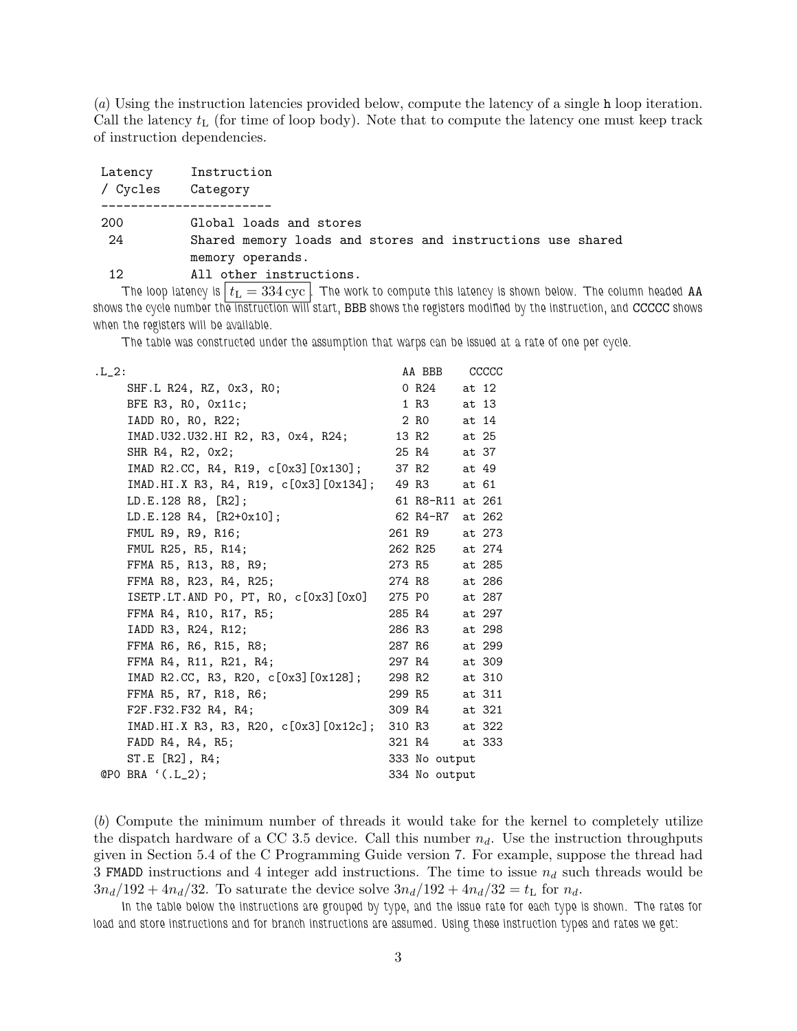(*a*) Using the instruction latencies provided below, compute the latency of a single `h` loop iteration. Call the latency $t_L$ (for time of loop body). Note that to compute the latency one must keep track of instruction dependencies.

```
 Latency     Instruction
 / Cycles    Category
 -----------------------
 200         Global loads and stores
  24         Shared memory loads and stores and instructions use shared
             memory operands.
  12         All other instructions.
```

The loop latency is $t_L = 334\,\text{cyc}$. The work to compute this latency is shown below. The column headed AA shows the cycle number the instruction will start, BBB shows the registers modified by the instruction, and CCCCC shows when the registers will be available.

The table was constructed under the assumption that warps can be issued at a rate of one per cycle.

```
.L_2:                                         AA BBB     CCCCC
    SHF.L R24, RZ, 0x3, R0;                    0 R24    at 12
    BFE R3, R0, 0x11c;                         1 R3     at 13
    IADD R0, R0, R22;                          2 R0     at 14
    IMAD.U32.U32.HI R2, R3, 0x4, R24;         13 R2     at 25
    SHR R4, R2, 0x2;                          25 R4     at 37
    IMAD R2.CC, R4, R19, c[0x3][0x130];       37 R2     at 49
    IMAD.HI.X R3, R4, R19, c[0x3][0x134];     49 R3     at 61
    LD.E.128 R8, [R2];                        61 R8-R11 at 261
    LD.E.128 R4, [R2+0x10];                   62 R4-R7  at 262
    FMUL R9, R9, R16;                        261 R9     at 273
    FMUL R25, R5, R14;                       262 R25    at 274
    FFMA R5, R13, R8, R9;                    273 R5     at 285
    FFMA R8, R23, R4, R25;                   274 R8     at 286
    ISETP.LT.AND P0, PT, R0, c[0x3][0x0]     275 P0     at 287
    FFMA R4, R10, R17, R5;                   285 R4     at 297
    IADD R3, R24, R12;                       286 R3     at 298
    FFMA R6, R6, R15, R8;                    287 R6     at 299
    FFMA R4, R11, R21, R4;                   297 R4     at 309
    IMAD R2.CC, R3, R20, c[0x3][0x128];      298 R2     at 310
    FFMA R5, R7, R18, R6;                    299 R5     at 311
    F2F.F32.F32 R4, R4;                      309 R4     at 321
    IMAD.HI.X R3, R3, R20, c[0x3][0x12c];    310 R3     at 322
    FADD R4, R4, R5;                         321 R4     at 333
    ST.E [R2], R4;                           333 No output
 @P0 BRA `(.L_2);                            334 No output
```

(*b*) Compute the minimum number of threads it would take for the kernel to completely utilize the dispatch hardware of a CC 3.5 device. Call this number $n_d$. Use the instruction throughputs given in Section 5.4 of the C Programming Guide version 7. For example, suppose the thread had 3 `FMADD` instructions and 4 integer add instructions. The time to issue $n_d$ such threads would be $3n_d/192 + 4n_d/32$. To saturate the device solve $3n_d/192 + 4n_d/32 = t_L$ for $n_d$.

In the table below the instructions are grouped by type, and the issue rate for each type is shown. The rates for load and store instructions and for branch instructions are assumed. Using these instruction types and rates we get: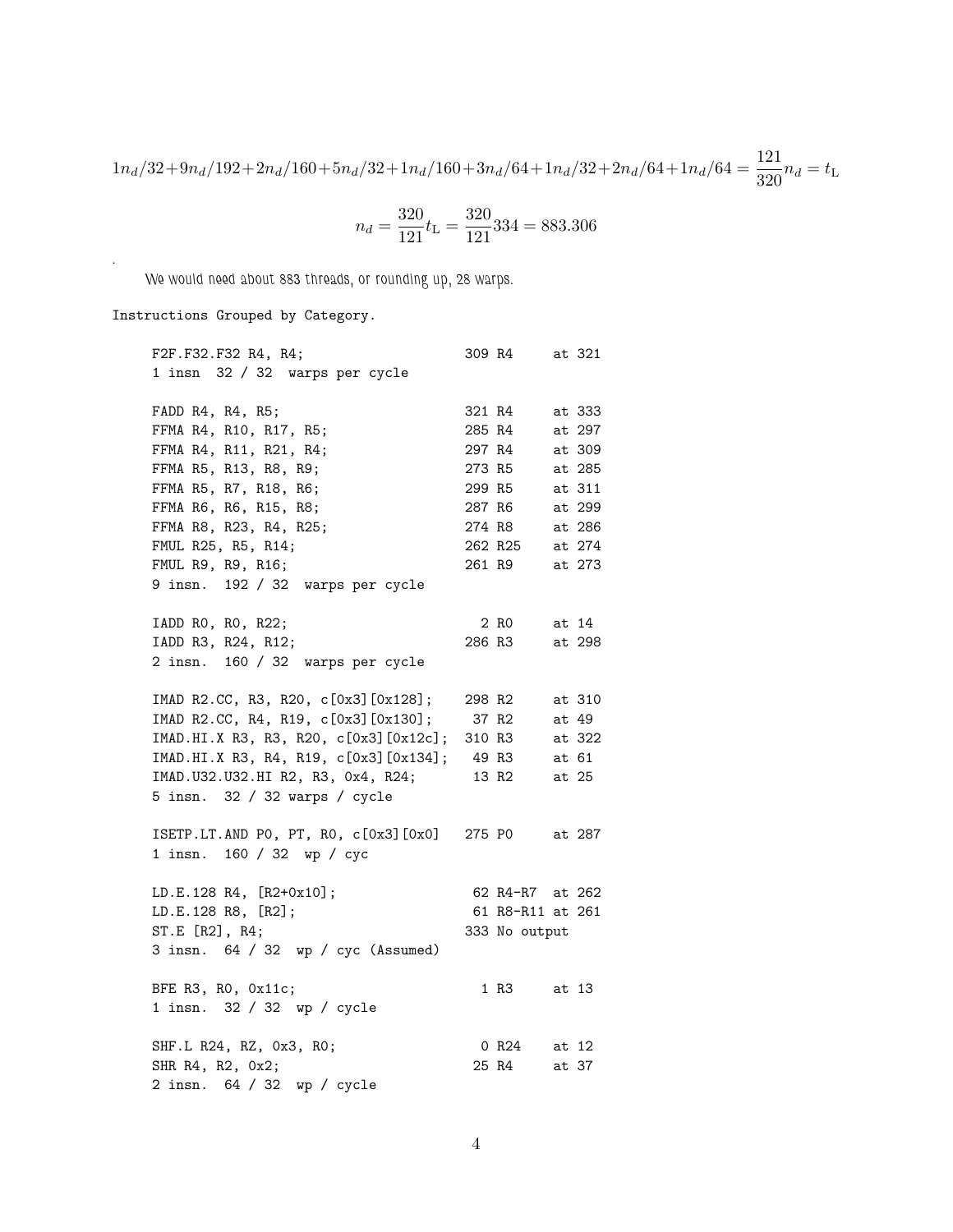$$1n_d/32+9n_d/192+2n_d/160+5n_d/32+1n_d/160+3n_d/64+1n_d/32+2n_d/64+1n_d/64 = \frac{121}{320}n_d = t_\mathrm{L}$$

$$n_d = \frac{320}{121}t_\mathrm{L} = \frac{320}{121}334 = 883.306$$

.

We would need about 883 threads, or rounding up, 28 warps.

```
Instructions Grouped by Category.

    F2F.F32.F32 R4, R4;                     309 R4     at 321
    1 insn  32 / 32  warps per cycle

    FADD R4, R4, R5;                        321 R4     at 333
    FFMA R4, R10, R17, R5;                  285 R4     at 297
    FFMA R4, R11, R21, R4;                  297 R4     at 309
    FFMA R5, R13, R8, R9;                   273 R5     at 285
    FFMA R5, R7, R18, R6;                   299 R5     at 311
    FFMA R6, R6, R15, R8;                   287 R6     at 299
    FFMA R8, R23, R4, R25;                  274 R8     at 286
    FMUL R25, R5, R14;                      262 R25    at 274
    FMUL R9, R9, R16;                       261 R9     at 273
    9 insn.  192 / 32  warps per cycle

    IADD R0, R0, R22;                         2 R0     at 14
    IADD R3, R24, R12;                      286 R3     at 298
    2 insn.  160 / 32  warps per cycle

    IMAD R2.CC, R3, R20, c[0x3][0x128];     298 R2     at 310
    IMAD R2.CC, R4, R19, c[0x3][0x130];      37 R2     at 49
    IMAD.HI.X R3, R3, R20, c[0x3][0x12c];   310 R3     at 322
    IMAD.HI.X R3, R4, R19, c[0x3][0x134];    49 R3     at 61
    IMAD.U32.U32.HI R2, R3, 0x4, R24;        13 R2     at 25
    5 insn.  32 / 32 warps / cycle

    ISETP.LT.AND P0, PT, R0, c[0x3][0x0]    275 P0     at 287
    1 insn.  160 / 32  wp / cyc

    LD.E.128 R4, [R2+0x10];                  62 R4-R7  at 262
    LD.E.128 R8, [R2];                       61 R8-R11 at 261
    ST.E [R2], R4;                          333 No output
    3 insn.  64 / 32  wp / cyc (Assumed)

    BFE R3, R0, 0x11c;                        1 R3     at 13
    1 insn.  32 / 32  wp / cycle

    SHF.L R24, RZ, 0x3, R0;                   0 R24    at 12
    SHR R4, R2, 0x2;                         25 R4     at 37
    2 insn.  64 / 32  wp / cycle
```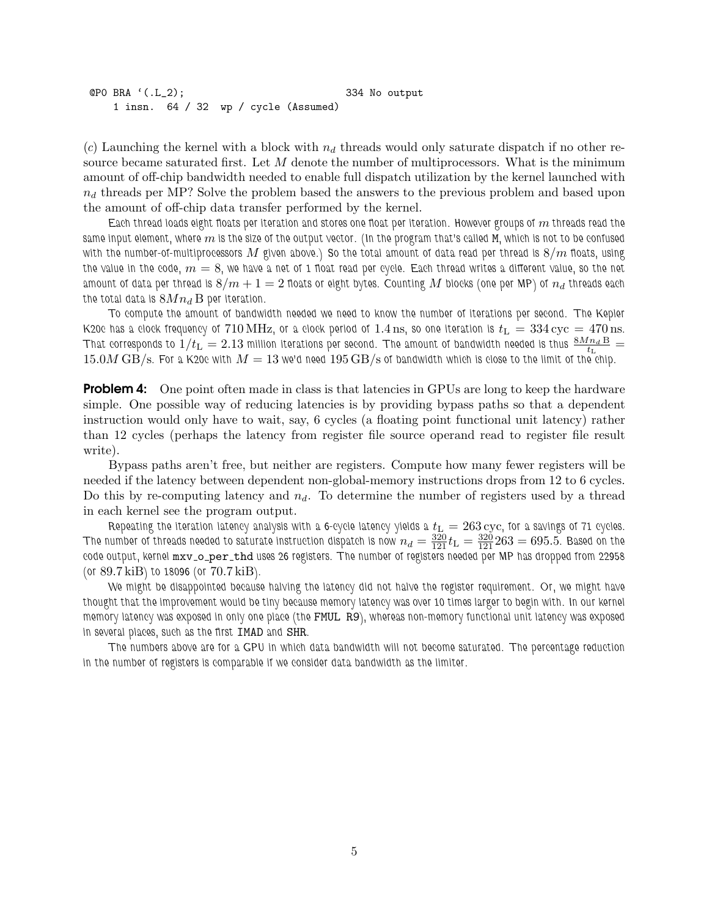```
@P0 BRA `(.L_2);                           334 No output
    1 insn.  64 / 32  wp / cycle (Assumed)
```

(*c*) Launching the kernel with a block with $n_d$ threads would only saturate dispatch if no other resource became saturated first. Let $M$ denote the number of multiprocessors. What is the minimum amount of off-chip bandwidth needed to enable full dispatch utilization by the kernel launched with $n_d$ threads per MP? Solve the problem based the answers to the previous problem and based upon the amount of off-chip data transfer performed by the kernel.

Each thread loads eight floats per iteration and stores one float per iteration. However groups of $m$ threads read the same input element, where $m$ is the size of the output vector. (In the program that's called M, which is not to be confused with the number-of-multiprocessors $M$ given above.) So the total amount of data read per thread is $8/m$ floats, using the value in the code, $m = 8$, we have a net of 1 float read per cycle. Each thread writes a different value, so the net amount of data per thread is $8/m + 1 = 2$ floats or eight bytes. Counting $M$ blocks (one per MP) of $n_d$ threads each the total data is $8Mn_d\,\mathrm{B}$ per iteration.

To compute the amount of bandwidth needed we need to know the number of iterations per second. The Kepler K20c has a clock frequency of $710\,\mathrm{MHz}$, or a clock period of $1.4\,\mathrm{ns}$, so one iteration is $t_\mathrm{L} = 334\,\mathrm{cyc} = 470\,\mathrm{ns}$. That corresponds to $1/t_\mathrm{L} = 2.13$ million iterations per second. The amount of bandwidth needed is thus $\frac{8Mn_d\,\mathrm{B}}{t_\mathrm{L}} = 15.0M\,\mathrm{GB/s}$. For a K20c with $M = 13$ we'd need $195\,\mathrm{GB/s}$ of bandwidth which is close to the limit of the chip.

**Problem 4:** One point often made in class is that latencies in GPUs are long to keep the hardware simple. One possible way of reducing latencies is by providing bypass paths so that a dependent instruction would only have to wait, say, 6 cycles (a floating point functional unit latency) rather than 12 cycles (perhaps the latency from register file source operand read to register file result write).

Bypass paths aren't free, but neither are registers. Compute how many fewer registers will be needed if the latency between dependent non-global-memory instructions drops from 12 to 6 cycles. Do this by re-computing latency and $n_d$. To determine the number of registers used by a thread in each kernel see the program output.

Repeating the iteration latency analysis with a 6-cycle latency yields a $t_\mathrm{L} = 263\,\mathrm{cyc}$, for a savings of 71 cycles. The number of threads needed to saturate instruction dispatch is now $n_d = \frac{320}{121}t_\mathrm{L} = \frac{320}{121}263 = 695.5$. Based on the code output, kernel **mxv_o_per_thd** uses 26 registers. The number of registers needed per MP has dropped from 22958 (or $89.7\,\mathrm{kiB}$) to 18096 (or $70.7\,\mathrm{kiB}$).

We might be disappointed because halving the latency did not halve the register requirement. Or, we might have thought that the improvement would be tiny because memory latency was over 10 times larger to begin with. In our kernel memory latency was exposed in only one place (the **FMUL R9**), whereas non-memory functional unit latency was exposed in several places, such as the first **IMAD** and **SHR**.

The numbers above are for a GPU in which data bandwidth will not become saturated. The percentage reduction in the number of registers is comparable if we consider data bandwidth as the limiter.